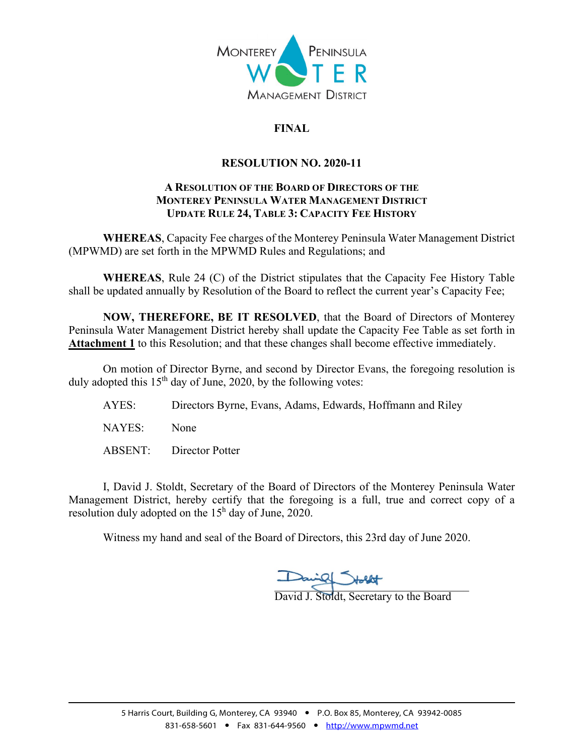MONTEREY PENINSULA WATER MANAGEMENT DISTRICT

**FINAL**

# RESOLUTION NO. 2020-11

## A RESOLUTION OF THE BOARD OF DIRECTORS OF THE MONTEREY PENINSULA WATER MANAGEMENT DISTRICT UPDATE RULE 24, TABLE 3: CAPACITY FEE HISTORY

**WHEREAS**, Capacity Fee charges of the Monterey Peninsula Water Management District (MPWMD) are set forth in the MPWMD Rules and Regulations; and

**WHEREAS**, Rule 24 (C) of the District stipulates that the Capacity Fee History Table shall be updated annually by Resolution of the Board to reflect the current year's Capacity Fee;

**NOW, THEREFORE, BE IT RESOLVED**, that the Board of Directors of Monterey Peninsula Water Management District hereby shall update the Capacity Fee Table as set forth in **Attachment 1** to this Resolution; and that these changes shall become effective immediately.

On motion of Director Byrne, and second by Director Evans, the foregoing resolution is duly adopted this 15th day of June, 2020, by the following votes:

AYES: Directors Byrne, Evans, Adams, Edwards, Hoffmann and Riley

NAYES: None

ABSENT: Director Potter

I, David J. Stoldt, Secretary of the Board of Directors of the Monterey Peninsula Water Management District, hereby certify that the foregoing is a full, true and correct copy of a resolution duly adopted on the 15h day of June, 2020.

Witness my hand and seal of the Board of Directors, this 23rd day of June 2020.

David J. Stoldt, Secretary to the Board

5 Harris Court, Building G, Monterey, CA 93940 • P.O. Box 85, Monterey, CA 93942-0085
831-658-5601 • Fax 831-644-9560 • http://www.mpwmd.net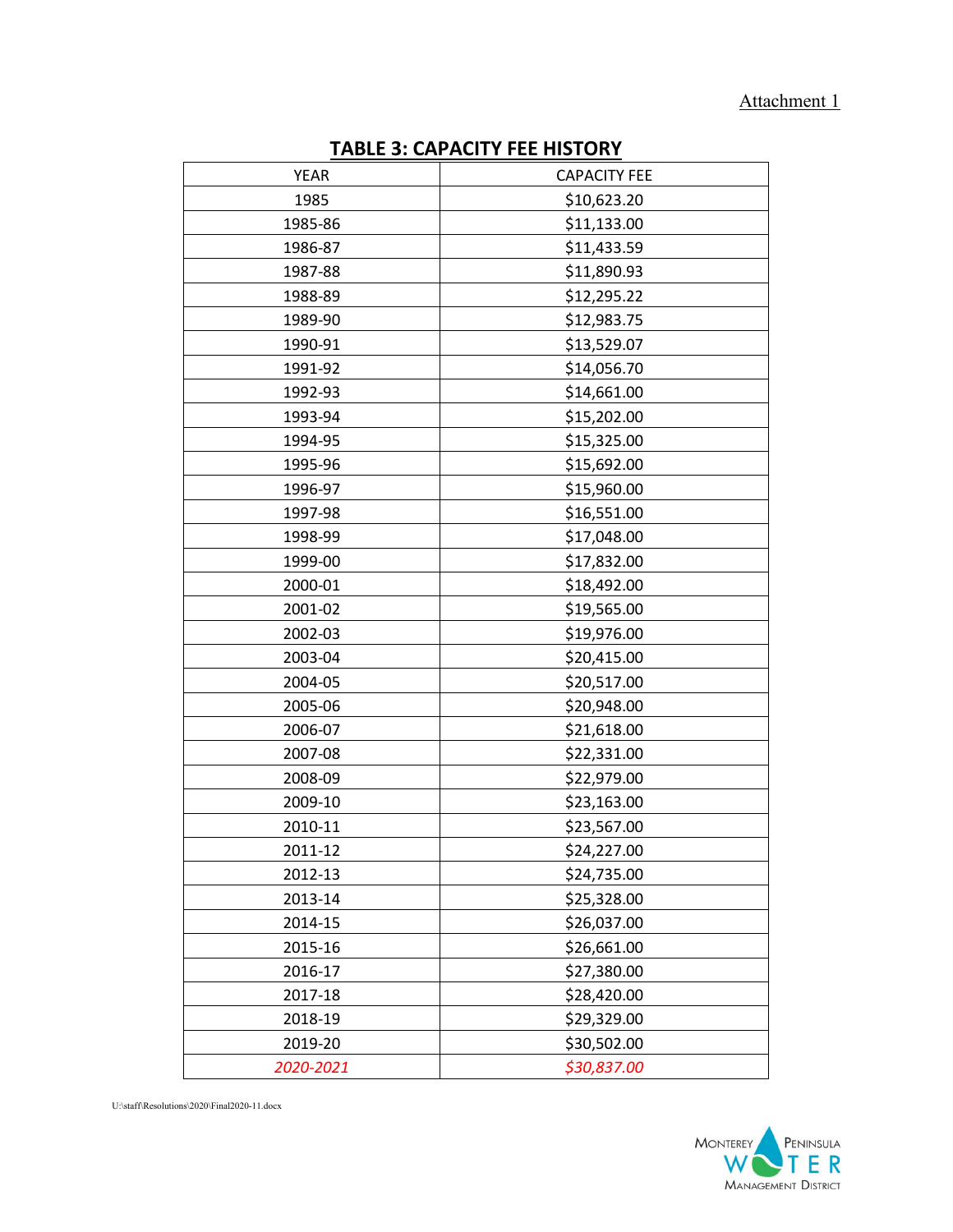Attachment 1

## TABLE 3: CAPACITY FEE HISTORY

| YEAR | CAPACITY FEE |
|---|---|
| 1985 | $10,623.20 |
| 1985-86 | $11,133.00 |
| 1986-87 | $11,433.59 |
| 1987-88 | $11,890.93 |
| 1988-89 | $12,295.22 |
| 1989-90 | $12,983.75 |
| 1990-91 | $13,529.07 |
| 1991-92 | $14,056.70 |
| 1992-93 | $14,661.00 |
| 1993-94 | $15,202.00 |
| 1994-95 | $15,325.00 |
| 1995-96 | $15,692.00 |
| 1996-97 | $15,960.00 |
| 1997-98 | $16,551.00 |
| 1998-99 | $17,048.00 |
| 1999-00 | $17,832.00 |
| 2000-01 | $18,492.00 |
| 2001-02 | $19,565.00 |
| 2002-03 | $19,976.00 |
| 2003-04 | $20,415.00 |
| 2004-05 | $20,517.00 |
| 2005-06 | $20,948.00 |
| 2006-07 | $21,618.00 |
| 2007-08 | $22,331.00 |
| 2008-09 | $22,979.00 |
| 2009-10 | $23,163.00 |
| 2010-11 | $23,567.00 |
| 2011-12 | $24,227.00 |
| 2012-13 | $24,735.00 |
| 2013-14 | $25,328.00 |
| 2014-15 | $26,037.00 |
| 2015-16 | $26,661.00 |
| 2016-17 | $27,380.00 |
| 2017-18 | $28,420.00 |
| 2018-19 | $29,329.00 |
| 2019-20 | $30,502.00 |
| *2020-2021* | *$30,837.00* |

U:\staff\Resolutions\2020\Final2020-11.docx